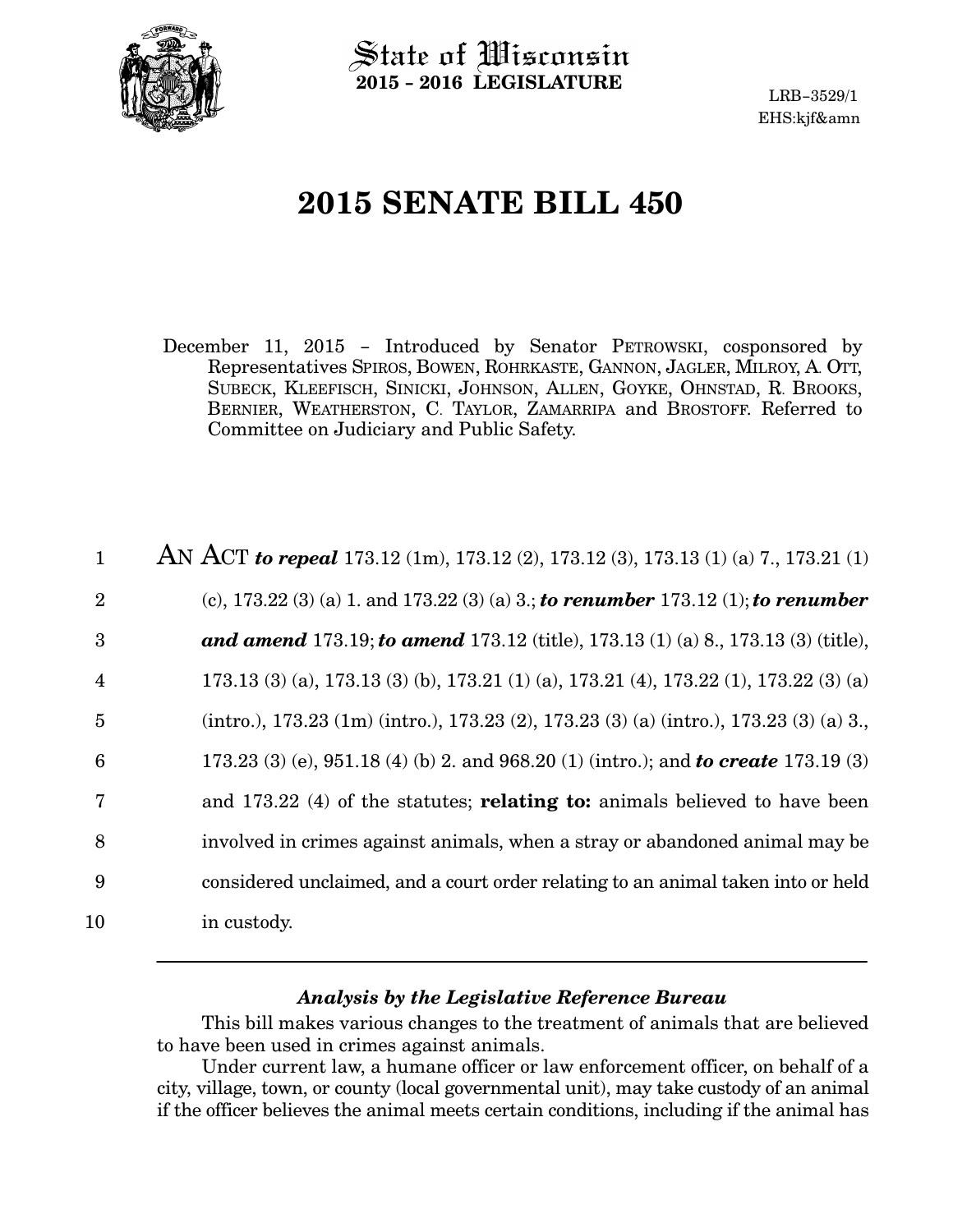State of Wisconsin
**2015 - 2016 LEGISLATURE**

LRB-3529/1
EHS:kjf&amn

# 2015 SENATE BILL 450

December 11, 2015 - Introduced by Senator PETROWSKI, cosponsored by Representatives SPIROS, BOWEN, ROHRKASTE, GANNON, JAGLER, MILROY, A. OTT, SUBECK, KLEEFISCH, SINICKI, JOHNSON, ALLEN, GOYKE, OHNSTAD, R. BROOKS, BERNIER, WEATHERSTON, C. TAYLOR, ZAMARRIPA and BROSTOFF. Referred to Committee on Judiciary and Public Safety.

1 AN ACT ***to repeal*** 173.12 (1m), 173.12 (2), 173.12 (3), 173.13 (1) (a) 7., 173.21 (1)
2 (c), 173.22 (3) (a) 1. and 173.22 (3) (a) 3.; ***to renumber*** 173.12 (1); ***to renumber***
3 ***and amend*** 173.19; ***to amend*** 173.12 (title), 173.13 (1) (a) 8., 173.13 (3) (title),
4 173.13 (3) (a), 173.13 (3) (b), 173.21 (1) (a), 173.21 (4), 173.22 (1), 173.22 (3) (a)
5 (intro.), 173.23 (1m) (intro.), 173.23 (2), 173.23 (3) (a) (intro.), 173.23 (3) (a) 3.,
6 173.23 (3) (e), 951.18 (4) (b) 2. and 968.20 (1) (intro.); and ***to create*** 173.19 (3)
7 and 173.22 (4) of the statutes; **relating to:** animals believed to have been
8 involved in crimes against animals, when a stray or abandoned animal may be
9 considered unclaimed, and a court order relating to an animal taken into or held
10 in custody.

### *Analysis by the Legislative Reference Bureau*

This bill makes various changes to the treatment of animals that are believed to have been used in crimes against animals.

Under current law, a humane officer or law enforcement officer, on behalf of a city, village, town, or county (local governmental unit), may take custody of an animal if the officer believes the animal meets certain conditions, including if the animal has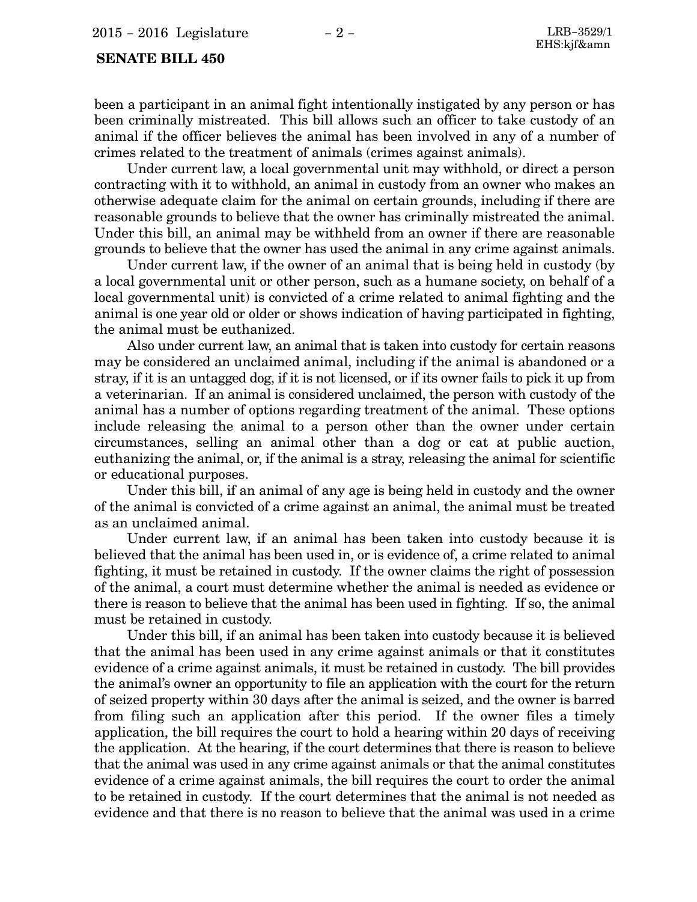been a participant in an animal fight intentionally instigated by any person or has been criminally mistreated. This bill allows such an officer to take custody of an animal if the officer believes the animal has been involved in any of a number of crimes related to the treatment of animals (crimes against animals).

Under current law, a local governmental unit may withhold, or direct a person contracting with it to withhold, an animal in custody from an owner who makes an otherwise adequate claim for the animal on certain grounds, including if there are reasonable grounds to believe that the owner has criminally mistreated the animal. Under this bill, an animal may be withheld from an owner if there are reasonable grounds to believe that the owner has used the animal in any crime against animals.

Under current law, if the owner of an animal that is being held in custody (by a local governmental unit or other person, such as a humane society, on behalf of a local governmental unit) is convicted of a crime related to animal fighting and the animal is one year old or older or shows indication of having participated in fighting, the animal must be euthanized.

Also under current law, an animal that is taken into custody for certain reasons may be considered an unclaimed animal, including if the animal is abandoned or a stray, if it is an untagged dog, if it is not licensed, or if its owner fails to pick it up from a veterinarian. If an animal is considered unclaimed, the person with custody of the animal has a number of options regarding treatment of the animal. These options include releasing the animal to a person other than the owner under certain circumstances, selling an animal other than a dog or cat at public auction, euthanizing the animal, or, if the animal is a stray, releasing the animal for scientific or educational purposes.

Under this bill, if an animal of any age is being held in custody and the owner of the animal is convicted of a crime against an animal, the animal must be treated as an unclaimed animal.

Under current law, if an animal has been taken into custody because it is believed that the animal has been used in, or is evidence of, a crime related to animal fighting, it must be retained in custody. If the owner claims the right of possession of the animal, a court must determine whether the animal is needed as evidence or there is reason to believe that the animal has been used in fighting. If so, the animal must be retained in custody.

Under this bill, if an animal has been taken into custody because it is believed that the animal has been used in any crime against animals or that it constitutes evidence of a crime against animals, it must be retained in custody. The bill provides the animal's owner an opportunity to file an application with the court for the return of seized property within 30 days after the animal is seized, and the owner is barred from filing such an application after this period. If the owner files a timely application, the bill requires the court to hold a hearing within 20 days of receiving the application. At the hearing, if the court determines that there is reason to believe that the animal was used in any crime against animals or that the animal constitutes evidence of a crime against animals, the bill requires the court to order the animal to be retained in custody. If the court determines that the animal is not needed as evidence and that there is no reason to believe that the animal was used in a crime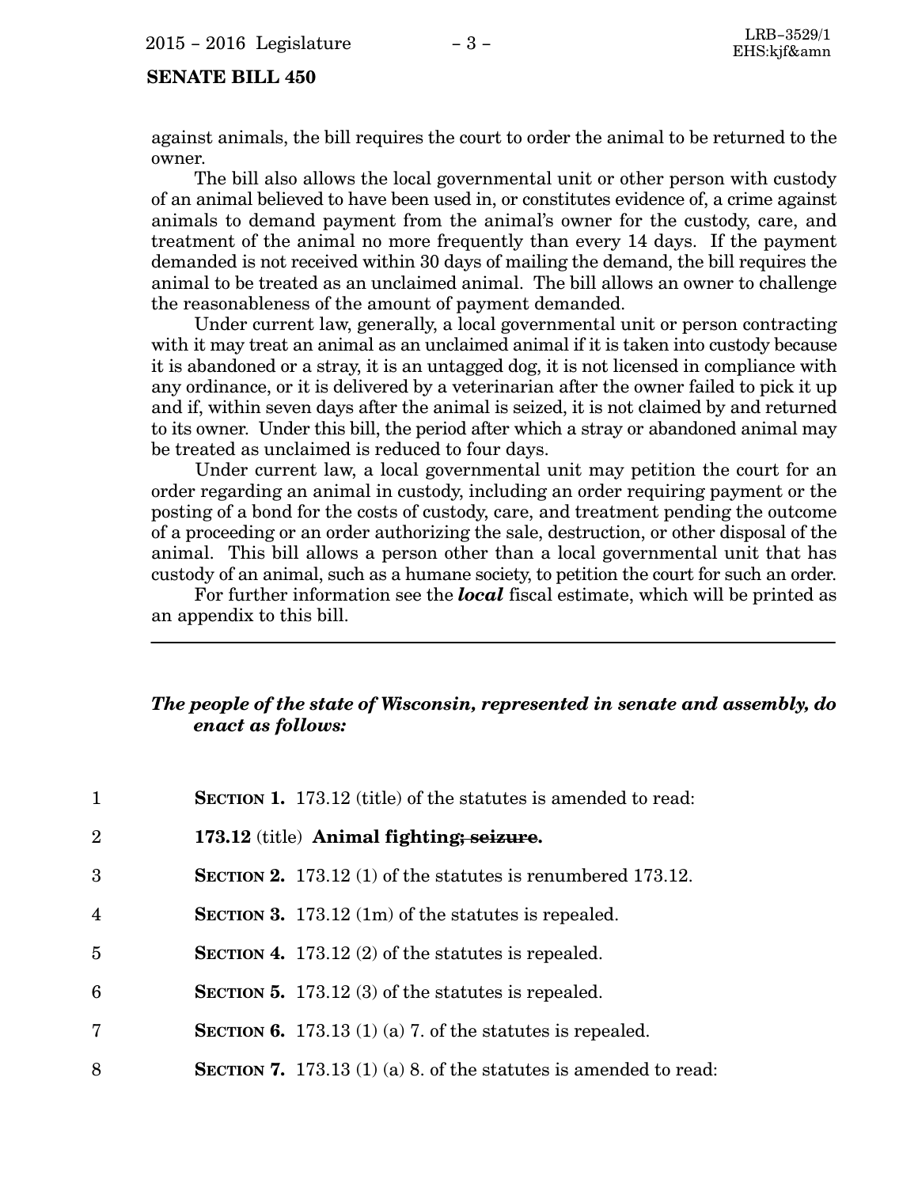against animals, the bill requires the court to order the animal to be returned to the owner.

The bill also allows the local governmental unit or other person with custody of an animal believed to have been used in, or constitutes evidence of, a crime against animals to demand payment from the animal's owner for the custody, care, and treatment of the animal no more frequently than every 14 days. If the payment demanded is not received within 30 days of mailing the demand, the bill requires the animal to be treated as an unclaimed animal. The bill allows an owner to challenge the reasonableness of the amount of payment demanded.

Under current law, generally, a local governmental unit or person contracting with it may treat an animal as an unclaimed animal if it is taken into custody because it is abandoned or a stray, it is an untagged dog, it is not licensed in compliance with any ordinance, or it is delivered by a veterinarian after the owner failed to pick it up and if, within seven days after the animal is seized, it is not claimed by and returned to its owner. Under this bill, the period after which a stray or abandoned animal may be treated as unclaimed is reduced to four days.

Under current law, a local governmental unit may petition the court for an order regarding an animal in custody, including an order requiring payment or the posting of a bond for the costs of custody, care, and treatment pending the outcome of a proceeding or an order authorizing the sale, destruction, or other disposal of the animal. This bill allows a person other than a local governmental unit that has custody of an animal, such as a humane society, to petition the court for such an order.

For further information see the ***local*** fiscal estimate, which will be printed as an appendix to this bill.

---

***The people of the state of Wisconsin, represented in senate and assembly, do enact as follows:***

1 **SECTION 1.** 173.12 (title) of the statutes is amended to read:

2 **173.12** (title) **Animal fighting~~; seizure~~.**

3 **SECTION 2.** 173.12 (1) of the statutes is renumbered 173.12.

4 **SECTION 3.** 173.12 (1m) of the statutes is repealed.

5 **SECTION 4.** 173.12 (2) of the statutes is repealed.

6 **SECTION 5.** 173.12 (3) of the statutes is repealed.

7 **SECTION 6.** 173.13 (1) (a) 7. of the statutes is repealed.

8 **SECTION 7.** 173.13 (1) (a) 8. of the statutes is amended to read: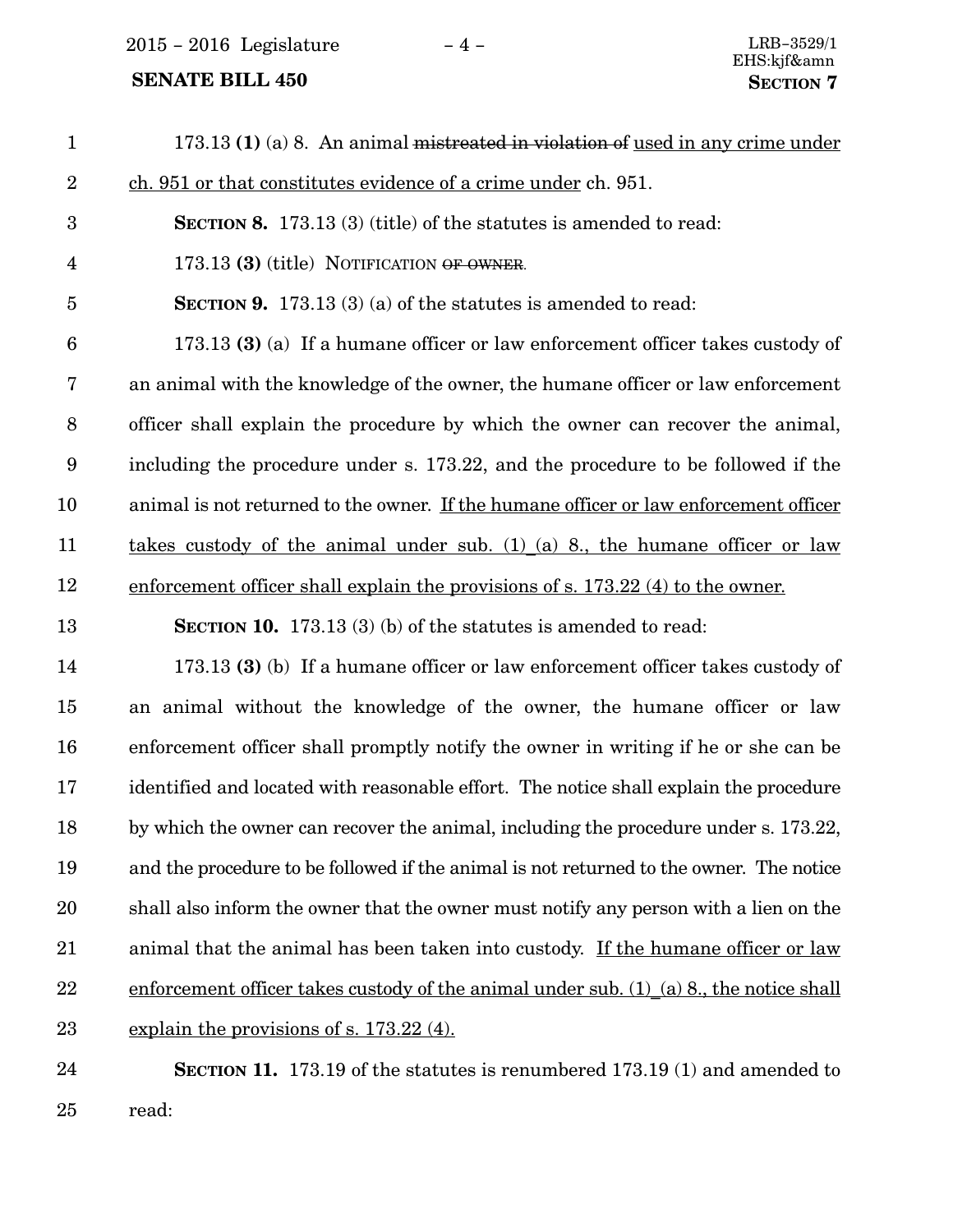173.13 **(1)** (a) 8. An animal ~~mistreated in violation of~~ <u>used in any crime under ch. 951 or that constitutes evidence of a crime under</u> ch. 951.

**SECTION 8.** 173.13 (3) (title) of the statutes is amended to read:

173.13 **(3)** (title) NOTIFICATION ~~OF OWNER~~.

**SECTION 9.** 173.13 (3) (a) of the statutes is amended to read:

173.13 **(3)** (a) If a humane officer or law enforcement officer takes custody of an animal with the knowledge of the owner, the humane officer or law enforcement officer shall explain the procedure by which the owner can recover the animal, including the procedure under s. 173.22, and the procedure to be followed if the animal is not returned to the owner. <u>If the humane officer or law enforcement officer takes custody of the animal under sub. (1) (a) 8., the humane officer or law enforcement officer shall explain the provisions of s. 173.22 (4) to the owner.</u>

**SECTION 10.** 173.13 (3) (b) of the statutes is amended to read:

173.13 **(3)** (b) If a humane officer or law enforcement officer takes custody of an animal without the knowledge of the owner, the humane officer or law enforcement officer shall promptly notify the owner in writing if he or she can be identified and located with reasonable effort. The notice shall explain the procedure by which the owner can recover the animal, including the procedure under s. 173.22, and the procedure to be followed if the animal is not returned to the owner. The notice shall also inform the owner that the owner must notify any person with a lien on the animal that the animal has been taken into custody. <u>If the humane officer or law enforcement officer takes custody of the animal under sub. (1) (a) 8., the notice shall explain the provisions of s. 173.22 (4).</u>

**SECTION 11.** 173.19 of the statutes is renumbered 173.19 (1) and amended to read: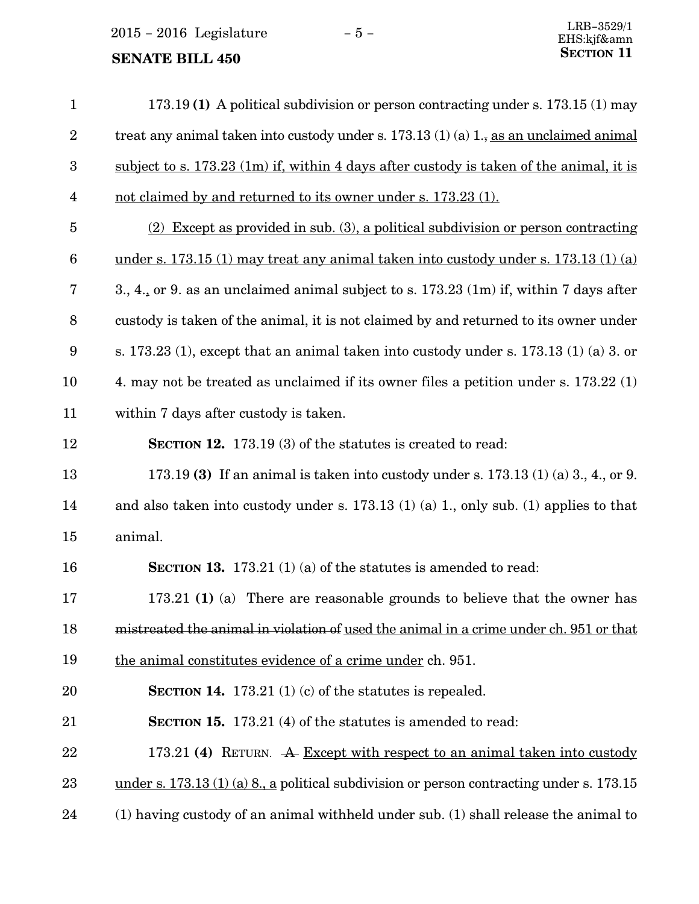173.19 **(1)** A political subdivision or person contracting under s. 173.15 (1) may treat any animal taken into custody under s. 173.13 (1) (a) 1.~~,~~ as an unclaimed animal subject to s. 173.23 (1m) if, within 4 days after custody is taken of the animal, it is not claimed by and returned to its owner under s. 173.23 (1).

(2) Except as provided in sub. (3), a political subdivision or person contracting under s. 173.15 (1) may treat any animal taken into custody under s. 173.13 (1) (a) 3., 4.~~,~~ or 9. as an unclaimed animal subject to s. 173.23 (1m) if, within 7 days after custody is taken of the animal, it is not claimed by and returned to its owner under s. 173.23 (1), except that an animal taken into custody under s. 173.13 (1) (a) 3. or 4. may not be treated as unclaimed if its owner files a petition under s. 173.22 (1) within 7 days after custody is taken.

**SECTION 12.** 173.19 (3) of the statutes is created to read:

173.19 **(3)** If an animal is taken into custody under s. 173.13 (1) (a) 3., 4., or 9. and also taken into custody under s. 173.13 (1) (a) 1., only sub. (1) applies to that animal.

**SECTION 13.** 173.21 (1) (a) of the statutes is amended to read:

173.21 **(1)** (a) There are reasonable grounds to believe that the owner has ~~mistreated the animal in violation of~~ used the animal in a crime under ch. 951 or that the animal constitutes evidence of a crime under ch. 951.

**SECTION 14.** 173.21 (1) (c) of the statutes is repealed.

**SECTION 15.** 173.21 (4) of the statutes is amended to read:

173.21 **(4)** RETURN. ~~A~~ Except with respect to an animal taken into custody under s. 173.13 (1) (a) 8., a political subdivision or person contracting under s. 173.15 (1) having custody of an animal withheld under sub. (1) shall release the animal to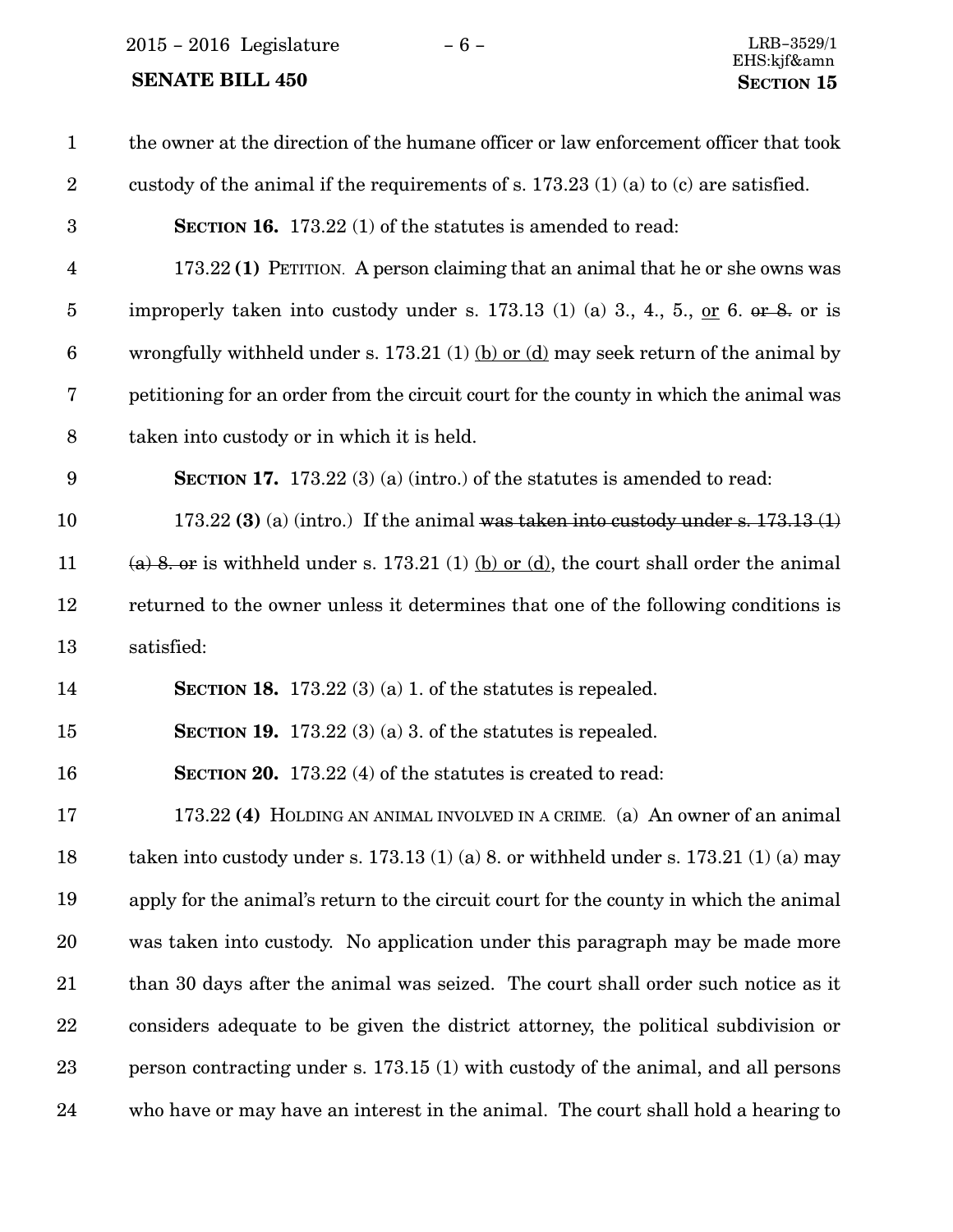the owner at the direction of the humane officer or law enforcement officer that took custody of the animal if the requirements of s. 173.23 (1) (a) to (c) are satisfied.

**SECTION 16.** 173.22 (1) of the statutes is amended to read:

173.22 **(1)** PETITION. A person claiming that an animal that he or she owns was improperly taken into custody under s. 173.13 (1) (a) 3., 4., 5., <u>or</u> 6. ~~or 8.~~ or is wrongfully withheld under s. 173.21 (1) <u>(b) or (d)</u> may seek return of the animal by petitioning for an order from the circuit court for the county in which the animal was taken into custody or in which it is held.

**SECTION 17.** 173.22 (3) (a) (intro.) of the statutes is amended to read:

173.22 **(3)** (a) (intro.) If the animal ~~was taken into custody under s. 173.13 (1) (a) 8. or~~ is withheld under s. 173.21 (1) <u>(b) or (d)</u>, the court shall order the animal returned to the owner unless it determines that one of the following conditions is satisfied:

**SECTION 18.** 173.22 (3) (a) 1. of the statutes is repealed.

**SECTION 19.** 173.22 (3) (a) 3. of the statutes is repealed.

**SECTION 20.** 173.22 (4) of the statutes is created to read:

173.22 **(4)** HOLDING AN ANIMAL INVOLVED IN A CRIME. (a) An owner of an animal taken into custody under s. 173.13 (1) (a) 8. or withheld under s. 173.21 (1) (a) may apply for the animal's return to the circuit court for the county in which the animal was taken into custody. No application under this paragraph may be made more than 30 days after the animal was seized. The court shall order such notice as it considers adequate to be given the district attorney, the political subdivision or person contracting under s. 173.15 (1) with custody of the animal, and all persons who have or may have an interest in the animal. The court shall hold a hearing to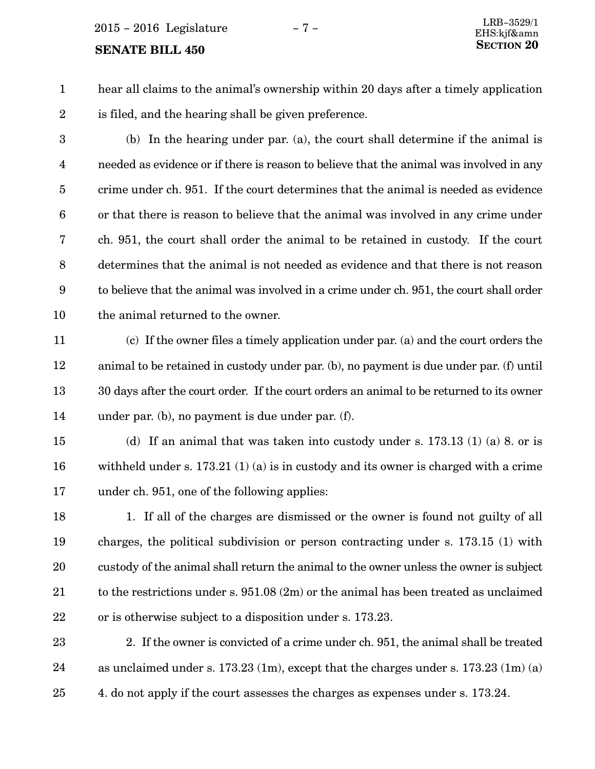hear all claims to the animal's ownership within 20 days after a timely application is filed, and the hearing shall be given preference.

(b) In the hearing under par. (a), the court shall determine if the animal is needed as evidence or if there is reason to believe that the animal was involved in any crime under ch. 951. If the court determines that the animal is needed as evidence or that there is reason to believe that the animal was involved in any crime under ch. 951, the court shall order the animal to be retained in custody. If the court determines that the animal is not needed as evidence and that there is not reason to believe that the animal was involved in a crime under ch. 951, the court shall order the animal returned to the owner.

(c) If the owner files a timely application under par. (a) and the court orders the animal to be retained in custody under par. (b), no payment is due under par. (f) until 30 days after the court order. If the court orders an animal to be returned to its owner under par. (b), no payment is due under par. (f).

(d) If an animal that was taken into custody under s. 173.13 (1) (a) 8. or is withheld under s. 173.21 (1) (a) is in custody and its owner is charged with a crime under ch. 951, one of the following applies:

1. If all of the charges are dismissed or the owner is found not guilty of all charges, the political subdivision or person contracting under s. 173.15 (1) with custody of the animal shall return the animal to the owner unless the owner is subject to the restrictions under s. 951.08 (2m) or the animal has been treated as unclaimed or is otherwise subject to a disposition under s. 173.23.

2. If the owner is convicted of a crime under ch. 951, the animal shall be treated as unclaimed under s. 173.23 (1m), except that the charges under s. 173.23 (1m) (a) 4. do not apply if the court assesses the charges as expenses under s. 173.24.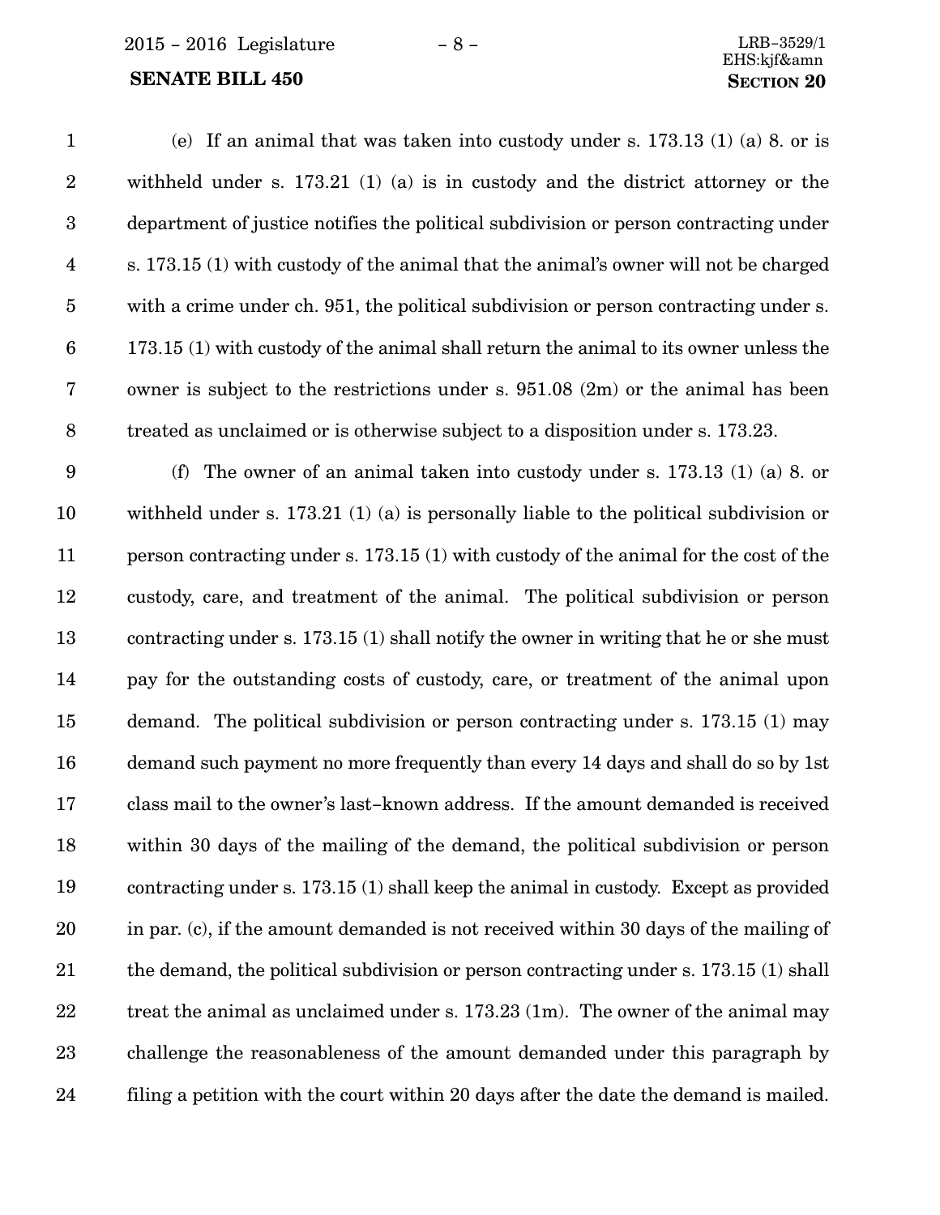(e) If an animal that was taken into custody under s. 173.13 (1) (a) 8. or is withheld under s. 173.21 (1) (a) is in custody and the district attorney or the department of justice notifies the political subdivision or person contracting under s. 173.15 (1) with custody of the animal that the animal's owner will not be charged with a crime under ch. 951, the political subdivision or person contracting under s. 173.15 (1) with custody of the animal shall return the animal to its owner unless the owner is subject to the restrictions under s. 951.08 (2m) or the animal has been treated as unclaimed or is otherwise subject to a disposition under s. 173.23.

(f) The owner of an animal taken into custody under s. 173.13 (1) (a) 8. or withheld under s. 173.21 (1) (a) is personally liable to the political subdivision or person contracting under s. 173.15 (1) with custody of the animal for the cost of the custody, care, and treatment of the animal. The political subdivision or person contracting under s. 173.15 (1) shall notify the owner in writing that he or she must pay for the outstanding costs of custody, care, or treatment of the animal upon demand. The political subdivision or person contracting under s. 173.15 (1) may demand such payment no more frequently than every 14 days and shall do so by 1st class mail to the owner's last-known address. If the amount demanded is received within 30 days of the mailing of the demand, the political subdivision or person contracting under s. 173.15 (1) shall keep the animal in custody. Except as provided in par. (c), if the amount demanded is not received within 30 days of the mailing of the demand, the political subdivision or person contracting under s. 173.15 (1) shall treat the animal as unclaimed under s. 173.23 (1m). The owner of the animal may challenge the reasonableness of the amount demanded under this paragraph by filing a petition with the court within 20 days after the date the demand is mailed.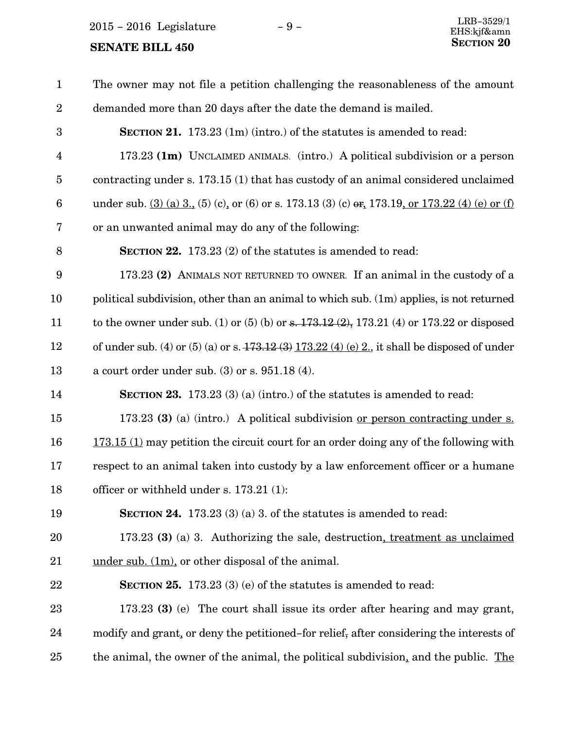The owner may not file a petition challenging the reasonableness of the amount demanded more than 20 days after the date the demand is mailed.

**SECTION 21.** 173.23 (1m) (intro.) of the statutes is amended to read:

173.23 **(1m)** UNCLAIMED ANIMALS. (intro.) A political subdivision or a person contracting under s. 173.15 (1) that has custody of an animal considered unclaimed under sub. <u>(3) (a) 3.,</u> (5) (c)<u>,</u> or (6) or s. 173.13 (3) (c) ~~or~~<u>,</u> 173.19<u>, or 173.22 (4) (e) or (f)</u> or an unwanted animal may do any of the following:

**SECTION 22.** 173.23 (2) of the statutes is amended to read:

173.23 **(2)** ANIMALS NOT RETURNED TO OWNER. If an animal in the custody of a political subdivision, other than an animal to which sub. (1m) applies, is not returned to the owner under sub. (1) or (5) (b) or ~~s. 173.12 (2),~~ 173.21 (4) or 173.22 or disposed of under sub. (4) or (5) (a) or s. ~~173.12 (3)~~ <u>173.22 (4) (e) 2.</u>, it shall be disposed of under a court order under sub. (3) or s. 951.18 (4).

**SECTION 23.** 173.23 (3) (a) (intro.) of the statutes is amended to read:

173.23 **(3)** (a) (intro.) A political subdivision <u>or person contracting under s. 173.15 (1)</u> may petition the circuit court for an order doing any of the following with respect to an animal taken into custody by a law enforcement officer or a humane officer or withheld under s. 173.21 (1):

**SECTION 24.** 173.23 (3) (a) 3. of the statutes is amended to read:

173.23 **(3)** (a) 3. Authorizing the sale, destruction<u>, treatment as unclaimed under sub. (1m),</u> or other disposal of the animal.

**SECTION 25.** 173.23 (3) (e) of the statutes is amended to read:

173.23 **(3)** (e) The court shall issue its order after hearing and may grant, modify and grant<u>,</u> or deny the petitioned-for relief~~,~~ after considering the interests of the animal, the owner of the animal, the political subdivision<u>,</u> and the public. <u>The</u>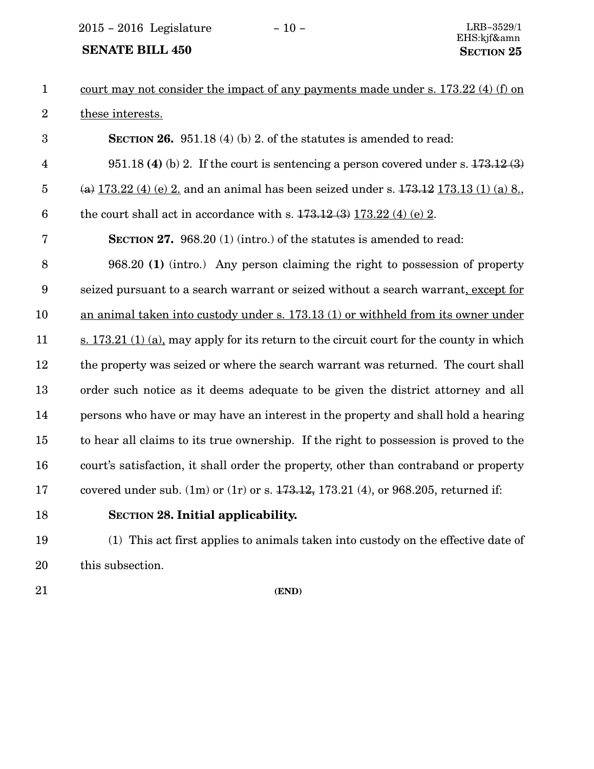court may not consider the impact of any payments made under s. 173.22 (4) (f) on these interests.

**SECTION 26.** 951.18 (4) (b) 2. of the statutes is amended to read:

951.18 **(4)** (b) 2. If the court is sentencing a person covered under s. ~~173.12 (3) (a)~~ 173.22 (4) (e) 2. and an animal has been seized under s. ~~173.12~~ 173.13 (1) (a) 8., the court shall act in accordance with s. ~~173.12 (3)~~ 173.22 (4) (e) 2.

**SECTION 27.** 968.20 (1) (intro.) of the statutes is amended to read:

968.20 **(1)** (intro.) Any person claiming the right to possession of property seized pursuant to a search warrant or seized without a search warrant, except for an animal taken into custody under s. 173.13 (1) or withheld from its owner under s. 173.21 (1) (a), may apply for its return to the circuit court for the county in which the property was seized or where the search warrant was returned. The court shall order such notice as it deems adequate to be given the district attorney and all persons who have or may have an interest in the property and shall hold a hearing to hear all claims to its true ownership. If the right to possession is proved to the court's satisfaction, it shall order the property, other than contraband or property covered under sub. (1m) or (1r) or s. ~~173.12,~~ 173.21 (4), or 968.205, returned if:

**SECTION 28. Initial applicability.**

(1) This act first applies to animals taken into custody on the effective date of this subsection.

**(END)**